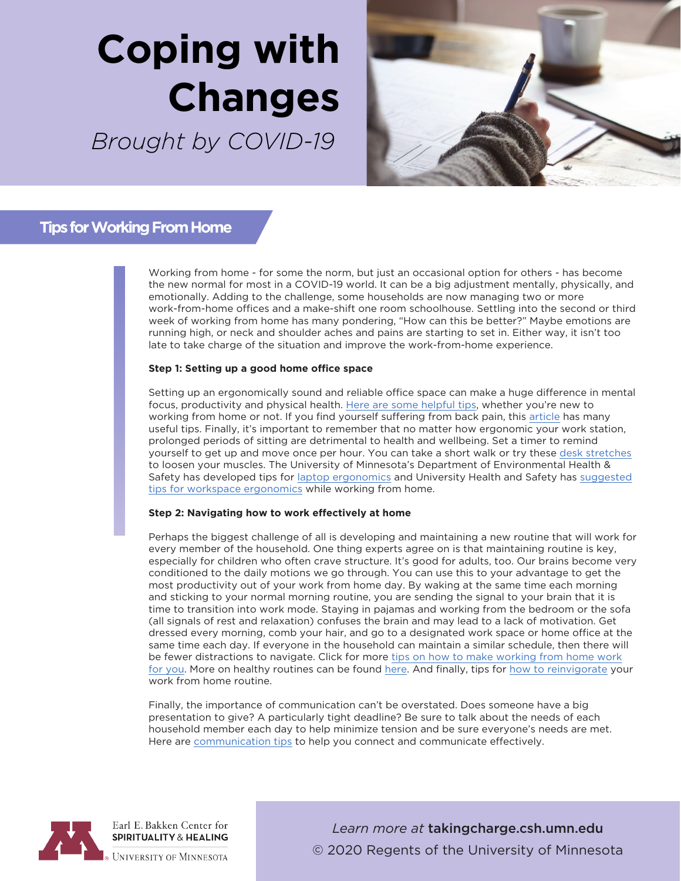# Coping with Changes

*Brought by COVID-19*

## Tips for Working From Home

Working from home - for some the norm, but just an occasional option for others - has become the new normal for most in a COVID-19 world. It can be a big adjustment mentally, physically, and emotionally. Adding to the challenge, some households are now managing two or more work-from-home offices and a make-shift one room schoolhouse. Settling into the second or third week of working from home has many pondering, "How can this be better?" Maybe emotions are running high, or neck and shoulder aches and pains are starting to set in. Either way, it isn't too late to take charge of the situation and improve the work-from-home experience.

**Step 1: Setting up a good home office space**

Setting up an ergonomically sound and reliable office space can make a huge difference in mental focus, productivity and physical health. Here are some helpful tips, whether you're new to working from home or not. If you find yourself suffering from back pain, this article has many useful tips. Finally, it's important to remember that no matter how ergonomic your work station, prolonged periods of sitting are detrimental to health and wellbeing. Set a timer to remind yourself to get up and move once per hour. You can take a short walk or try these desk stretches to loosen your muscles. The University of Minnesota's Department of Environmental Health & Safety has developed tips for laptop ergonomics and University Health and Safety has suggested tips for workspace ergonomics while working from home.

**Step 2: Navigating how to work effectively at home**

Perhaps the biggest challenge of all is developing and maintaining a new routine that will work for every member of the household. One thing experts agree on is that maintaining routine is key, especially for children who often crave structure. It's good for adults, too. Our brains become very conditioned to the daily motions we go through. You can use this to your advantage to get the most productivity out of your work from home day. By waking at the same time each morning and sticking to your normal morning routine, you are sending the signal to your brain that it is time to transition into work mode. Staying in pajamas and working from the bedroom or the sofa (all signals of rest and relaxation) confuses the brain and may lead to a lack of motivation. Get dressed every morning, comb your hair, and go to a designated work space or home office at the same time each day. If everyone in the household can maintain a similar schedule, then there will be fewer distractions to navigate. Click for more tips on how to make working from home work for you. More on healthy routines can be found here. And finally, tips for how to reinvigorate your work from home routine.

Finally, the importance of communication can't be overstated. Does someone have a big presentation to give? A particularly tight deadline? Be sure to talk about the needs of each household member each day to help minimize tension and be sure everyone's needs are met. Here are communication tips to help you connect and communicate effectively.

Earl E. Bakken Center for SPIRITUALITY & HEALING
UNIVERSITY OF MINNESOTA

*Learn more at* **takingcharge.csh.umn.edu**

© 2020 Regents of the University of Minnesota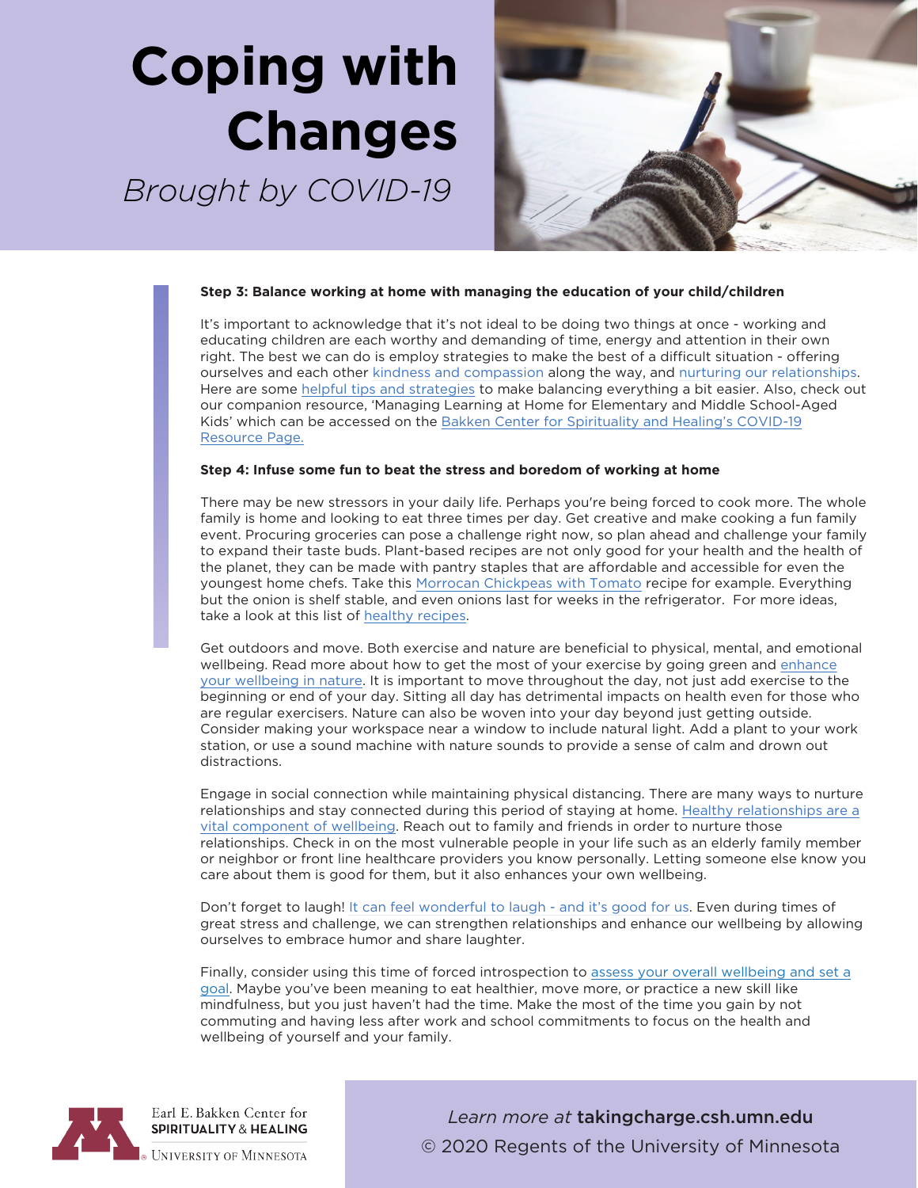# Coping with Changes

*Brought by COVID-19*

**Step 3: Balance working at home with managing the education of your child/children**

It's important to acknowledge that it's not ideal to be doing two things at once - working and educating children are each worthy and demanding of time, energy and attention in their own right. The best we can do is employ strategies to make the best of a difficult situation - offering ourselves and each other kindness and compassion along the way, and nurturing our relationships. Here are some helpful tips and strategies to make balancing everything a bit easier. Also, check out our companion resource, 'Managing Learning at Home for Elementary and Middle School-Aged Kids' which can be accessed on the Bakken Center for Spirituality and Healing's COVID-19 Resource Page.

**Step 4: Infuse some fun to beat the stress and boredom of working at home**

There may be new stressors in your daily life. Perhaps you're being forced to cook more. The whole family is home and looking to eat three times per day. Get creative and make cooking a fun family event. Procuring groceries can pose a challenge right now, so plan ahead and challenge your family to expand their taste buds. Plant-based recipes are not only good for your health and the health of the planet, they can be made with pantry staples that are affordable and accessible for even the youngest home chefs. Take this Morrocan Chickpeas with Tomato recipe for example. Everything but the onion is shelf stable, and even onions last for weeks in the refrigerator. For more ideas, take a look at this list of healthy recipes.

Get outdoors and move. Both exercise and nature are beneficial to physical, mental, and emotional wellbeing. Read more about how to get the most of your exercise by going green and enhance your wellbeing in nature. It is important to move throughout the day, not just add exercise to the beginning or end of your day. Sitting all day has detrimental impacts on health even for those who are regular exercisers. Nature can also be woven into your day beyond just getting outside. Consider making your workspace near a window to include natural light. Add a plant to your work station, or use a sound machine with nature sounds to provide a sense of calm and drown out distractions.

Engage in social connection while maintaining physical distancing. There are many ways to nurture relationships and stay connected during this period of staying at home. Healthy relationships are a vital component of wellbeing. Reach out to family and friends in order to nurture those relationships. Check in on the most vulnerable people in your life such as an elderly family member or neighbor or front line healthcare providers you know personally. Letting someone else know you care about them is good for them, but it also enhances your own wellbeing.

Don't forget to laugh! It can feel wonderful to laugh - and it's good for us. Even during times of great stress and challenge, we can strengthen relationships and enhance our wellbeing by allowing ourselves to embrace humor and share laughter.

Finally, consider using this time of forced introspection to assess your overall wellbeing and set a goal. Maybe you've been meaning to eat healthier, move more, or practice a new skill like mindfulness, but you just haven't had the time. Make the most of the time you gain by not commuting and having less after work and school commitments to focus on the health and wellbeing of yourself and your family.

Earl E. Bakken Center for SPIRITUALITY & HEALING
UNIVERSITY OF MINNESOTA

*Learn more at* **takingcharge.csh.umn.edu**

© 2020 Regents of the University of Minnesota